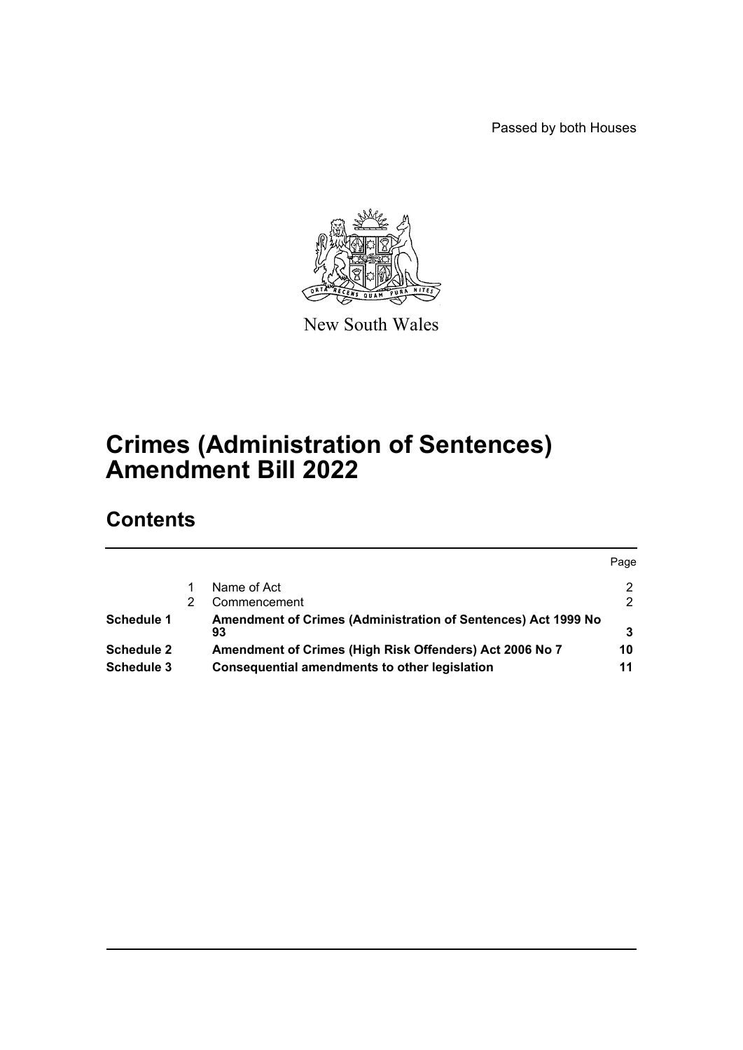Passed by both Houses

New South Wales

# Crimes (Administration of Sentences) Amendment Bill 2022

## Contents

| | | | Page |
|---|---|---|---|
| | 1 | Name of Act | 2 |
| | 2 | Commencement | 2 |
| **Schedule 1** | | **Amendment of Crimes (Administration of Sentences) Act 1999 No 93** | **3** |
| **Schedule 2** | | **Amendment of Crimes (High Risk Offenders) Act 2006 No 7** | **10** |
| **Schedule 3** | | **Consequential amendments to other legislation** | **11** |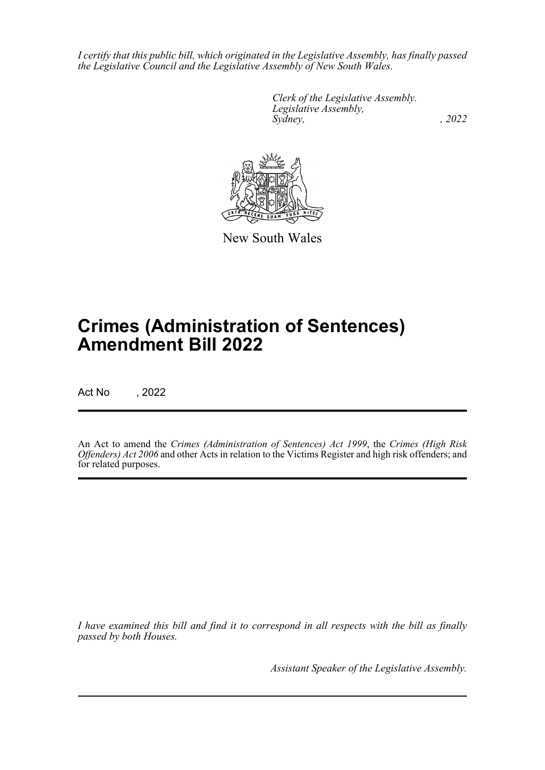*I certify that this public bill, which originated in the Legislative Assembly, has finally passed the Legislative Council and the Legislative Assembly of New South Wales.*

*Clerk of the Legislative Assembly.*
*Legislative Assembly,*
*Sydney, , 2022*

New South Wales

# Crimes (Administration of Sentences) Amendment Bill 2022

Act No , 2022

An Act to amend the *Crimes (Administration of Sentences) Act 1999*, the *Crimes (High Risk Offenders) Act 2006* and other Acts in relation to the Victims Register and high risk offenders; and for related purposes.

*I have examined this bill and find it to correspond in all respects with the bill as finally passed by both Houses.*

*Assistant Speaker of the Legislative Assembly.*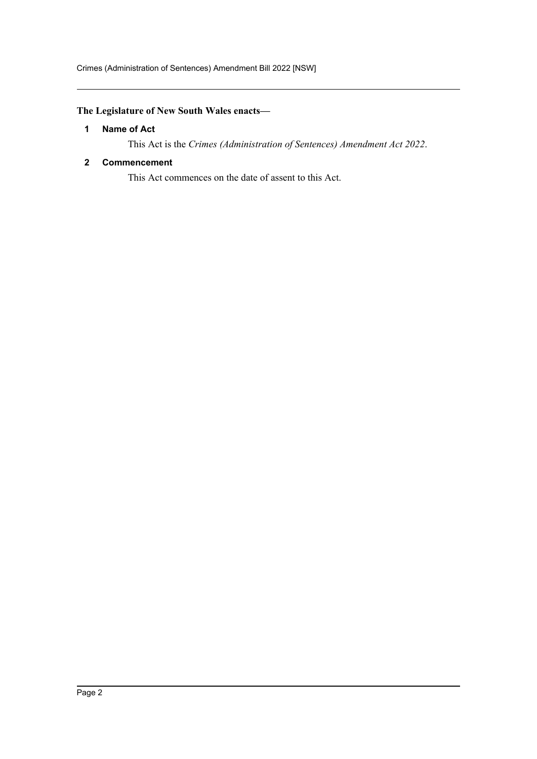**The Legislature of New South Wales enacts—**

### 1 Name of Act

This Act is the *Crimes (Administration of Sentences) Amendment Act 2022*.

### 2 Commencement

This Act commences on the date of assent to this Act.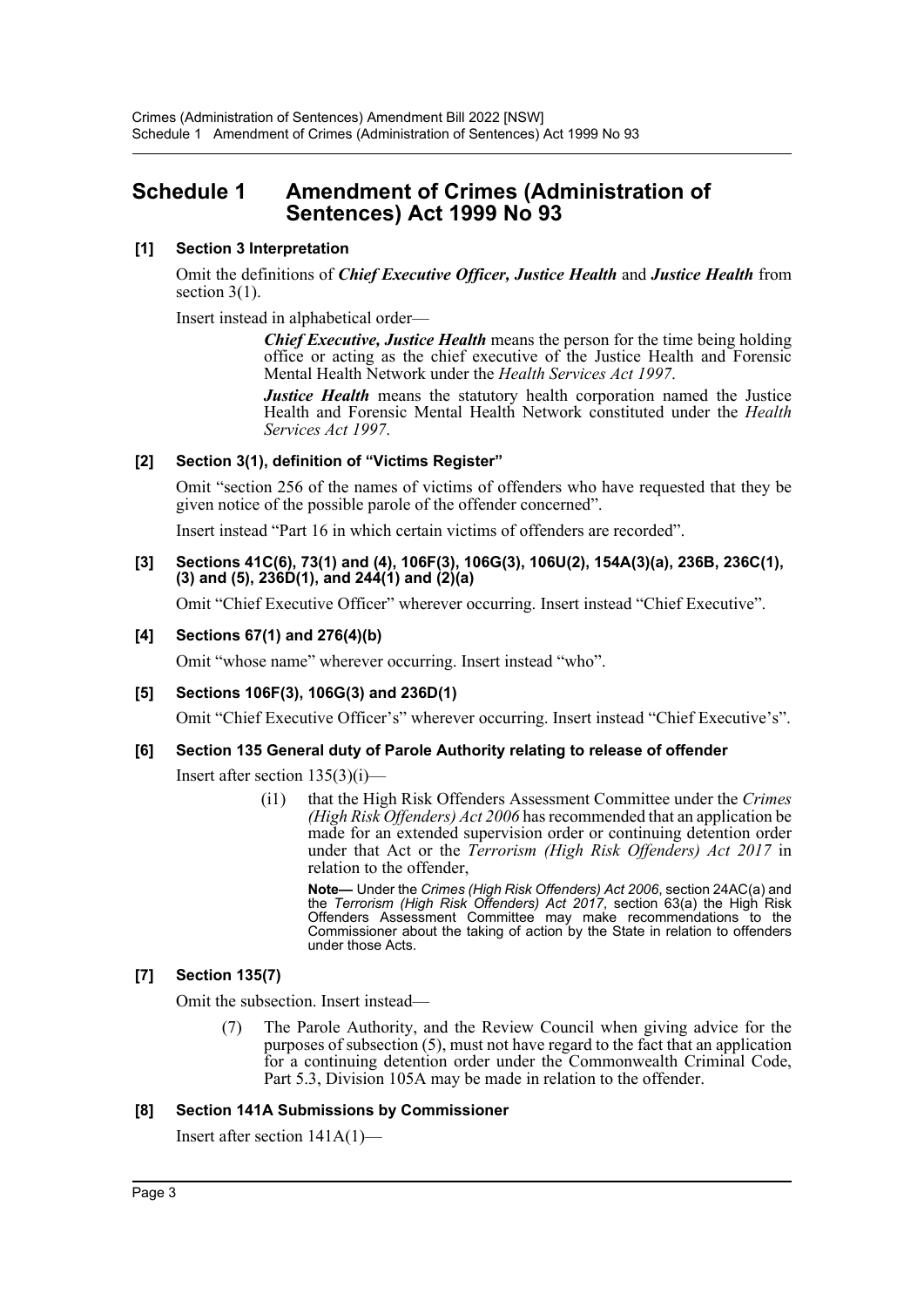# Schedule 1 Amendment of Crimes (Administration of Sentences) Act 1999 No 93

### [1] Section 3 Interpretation

Omit the definitions of ***Chief Executive Officer, Justice Health*** and ***Justice Health*** from section 3(1).

Insert instead in alphabetical order—

> ***Chief Executive, Justice Health*** means the person for the time being holding office or acting as the chief executive of the Justice Health and Forensic Mental Health Network under the *Health Services Act 1997*.
>
> ***Justice Health*** means the statutory health corporation named the Justice Health and Forensic Mental Health Network constituted under the *Health Services Act 1997*.

### [2] Section 3(1), definition of "Victims Register"

Omit "section 256 of the names of victims of offenders who have requested that they be given notice of the possible parole of the offender concerned".

Insert instead "Part 16 in which certain victims of offenders are recorded".

### [3] Sections 41C(6), 73(1) and (4), 106F(3), 106G(3), 106U(2), 154A(3)(a), 236B, 236C(1), (3) and (5), 236D(1), and 244(1) and (2)(a)

Omit "Chief Executive Officer" wherever occurring. Insert instead "Chief Executive".

### [4] Sections 67(1) and 276(4)(b)

Omit "whose name" wherever occurring. Insert instead "who".

### [5] Sections 106F(3), 106G(3) and 236D(1)

Omit "Chief Executive Officer's" wherever occurring. Insert instead "Chief Executive's".

### [6] Section 135 General duty of Parole Authority relating to release of offender

Insert after section 135(3)(i)—

> (i1) that the High Risk Offenders Assessment Committee under the *Crimes (High Risk Offenders) Act 2006* has recommended that an application be made for an extended supervision order or continuing detention order under that Act or the *Terrorism (High Risk Offenders) Act 2017* in relation to the offender,
>
> **Note—** Under the *Crimes (High Risk Offenders) Act 2006*, section 24AC(a) and the *Terrorism (High Risk Offenders) Act 2017*, section 63(a) the High Risk Offenders Assessment Committee may make recommendations to the Commissioner about the taking of action by the State in relation to offenders under those Acts.

### [7] Section 135(7)

Omit the subsection. Insert instead—

> (7) The Parole Authority, and the Review Council when giving advice for the purposes of subsection (5), must not have regard to the fact that an application for a continuing detention order under the Commonwealth Criminal Code, Part 5.3, Division 105A may be made in relation to the offender.

### [8] Section 141A Submissions by Commissioner

Insert after section 141A(1)—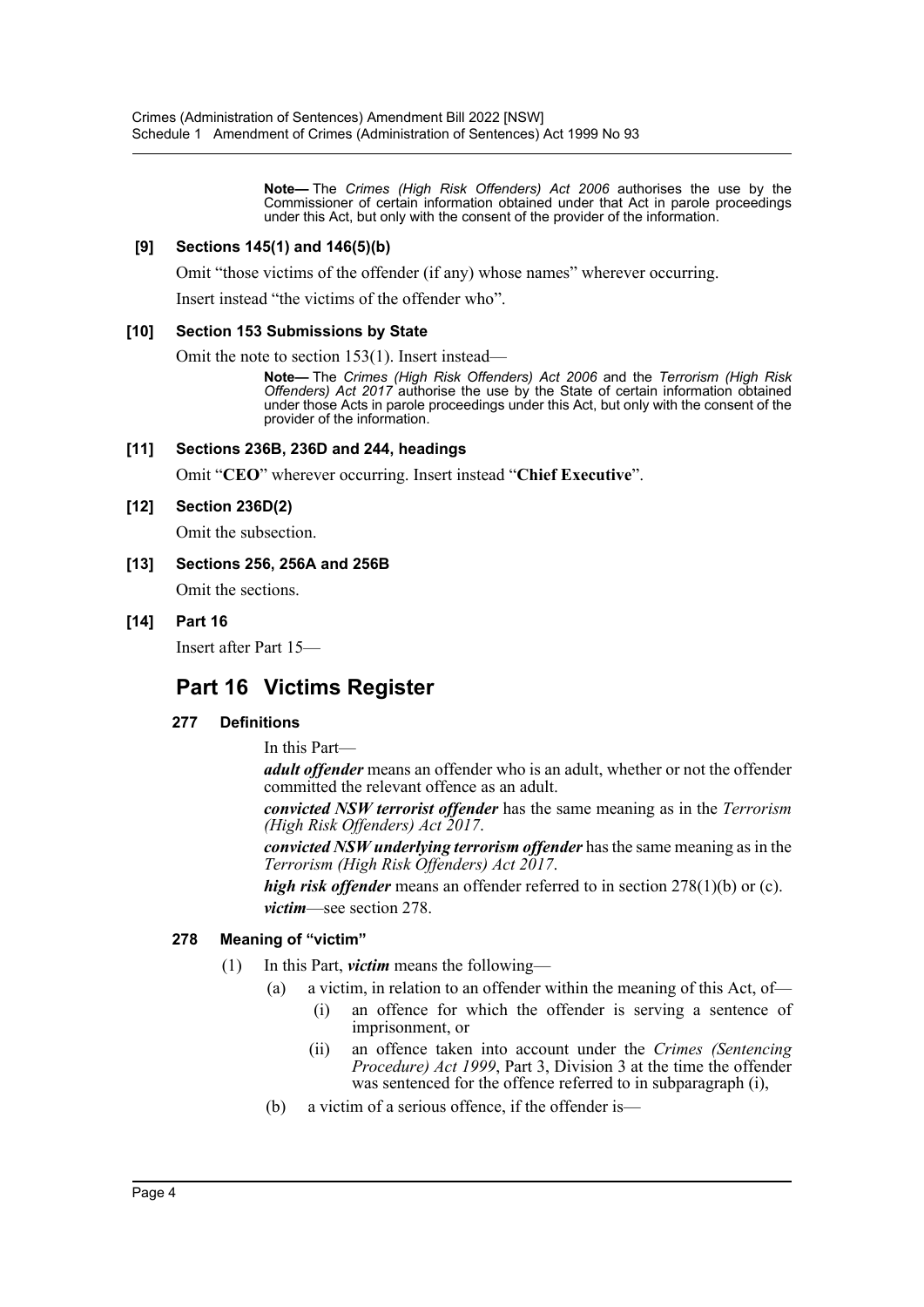**Note—** The *Crimes (High Risk Offenders) Act 2006* authorises the use by the Commissioner of certain information obtained under that Act in parole proceedings under this Act, but only with the consent of the provider of the information.

### [9] Sections 145(1) and 146(5)(b)

Omit "those victims of the offender (if any) whose names" wherever occurring.

Insert instead "the victims of the offender who".

### [10] Section 153 Submissions by State

Omit the note to section 153(1). Insert instead—

**Note—** The *Crimes (High Risk Offenders) Act 2006* and the *Terrorism (High Risk Offenders) Act 2017* authorise the use by the State of certain information obtained under those Acts in parole proceedings under this Act, but only with the consent of the provider of the information.

### [11] Sections 236B, 236D and 244, headings

Omit "**CEO**" wherever occurring. Insert instead "**Chief Executive**".

### [12] Section 236D(2)

Omit the subsection.

### [13] Sections 256, 256A and 256B

Omit the sections.

### [14] Part 16

Insert after Part 15—

## Part 16 Victims Register

### 277 Definitions

In this Part—

***adult offender*** means an offender who is an adult, whether or not the offender committed the relevant offence as an adult.

***convicted NSW terrorist offender*** has the same meaning as in the *Terrorism (High Risk Offenders) Act 2017*.

***convicted NSW underlying terrorism offender*** has the same meaning as in the *Terrorism (High Risk Offenders) Act 2017*.

***high risk offender*** means an offender referred to in section 278(1)(b) or (c).

***victim***—see section 278.

### 278 Meaning of "victim"

(1) In this Part, ***victim*** means the following—

- (a) a victim, in relation to an offender within the meaning of this Act, of—
  - (i) an offence for which the offender is serving a sentence of imprisonment, or
  - (ii) an offence taken into account under the *Crimes (Sentencing Procedure) Act 1999*, Part 3, Division 3 at the time the offender was sentenced for the offence referred to in subparagraph (i),
- (b) a victim of a serious offence, if the offender is—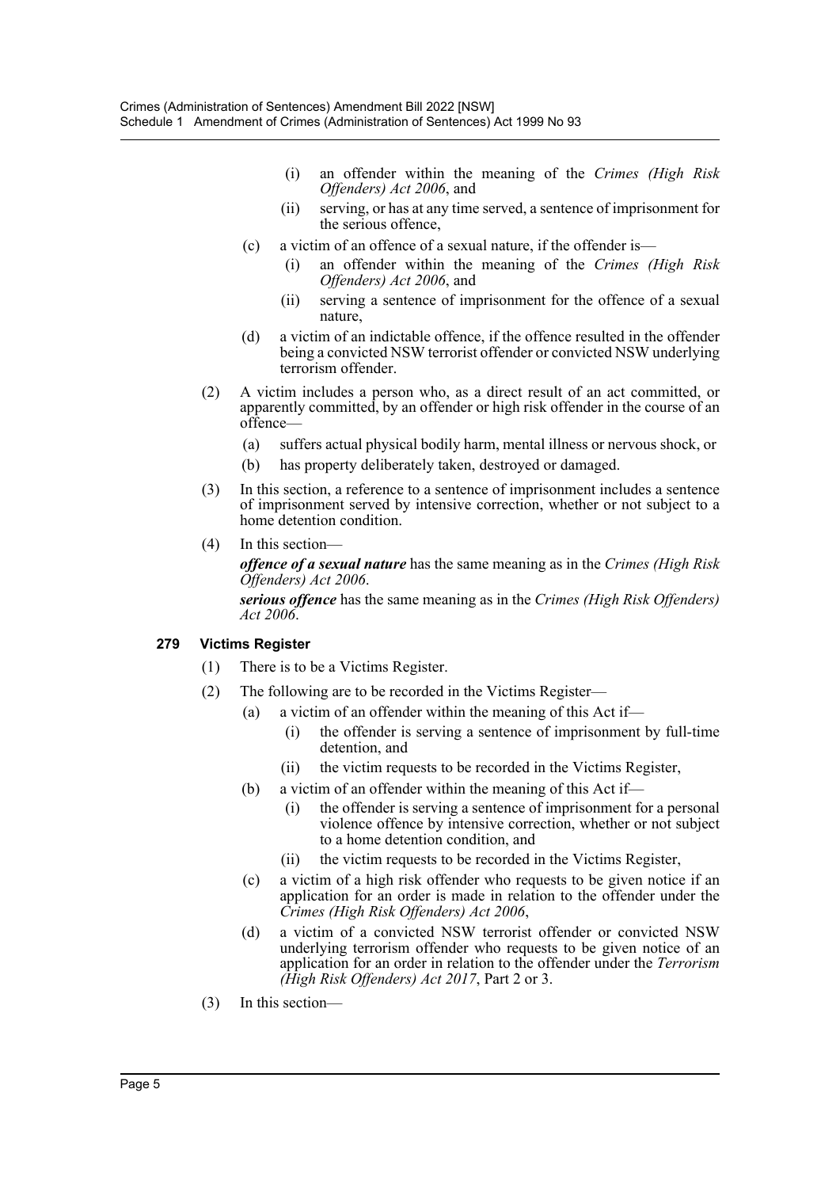- (i) an offender within the meaning of the *Crimes (High Risk Offenders) Act 2006*, and
- (ii) serving, or has at any time served, a sentence of imprisonment for the serious offence,

(c) a victim of an offence of a sexual nature, if the offender is—

- (i) an offender within the meaning of the *Crimes (High Risk Offenders) Act 2006*, and
- (ii) serving a sentence of imprisonment for the offence of a sexual nature,

(d) a victim of an indictable offence, if the offence resulted in the offender being a convicted NSW terrorist offender or convicted NSW underlying terrorism offender.

(2) A victim includes a person who, as a direct result of an act committed, or apparently committed, by an offender or high risk offender in the course of an offence—

- (a) suffers actual physical bodily harm, mental illness or nervous shock, or
- (b) has property deliberately taken, destroyed or damaged.

(3) In this section, a reference to a sentence of imprisonment includes a sentence of imprisonment served by intensive correction, whether or not subject to a home detention condition.

(4) In this section—

***offence of a sexual nature*** has the same meaning as in the *Crimes (High Risk Offenders) Act 2006*.

***serious offence*** has the same meaning as in the *Crimes (High Risk Offenders) Act 2006*.

### 279 Victims Register

(1) There is to be a Victims Register.

(2) The following are to be recorded in the Victims Register—

(a) a victim of an offender within the meaning of this Act if—

- (i) the offender is serving a sentence of imprisonment by full-time detention, and
- (ii) the victim requests to be recorded in the Victims Register,

(b) a victim of an offender within the meaning of this Act if—

- (i) the offender is serving a sentence of imprisonment for a personal violence offence by intensive correction, whether or not subject to a home detention condition, and
- (ii) the victim requests to be recorded in the Victims Register,

(c) a victim of a high risk offender who requests to be given notice if an application for an order is made in relation to the offender under the *Crimes (High Risk Offenders) Act 2006*,

(d) a victim of a convicted NSW terrorist offender or convicted NSW underlying terrorism offender who requests to be given notice of an application for an order in relation to the offender under the *Terrorism (High Risk Offenders) Act 2017*, Part 2 or 3.

(3) In this section—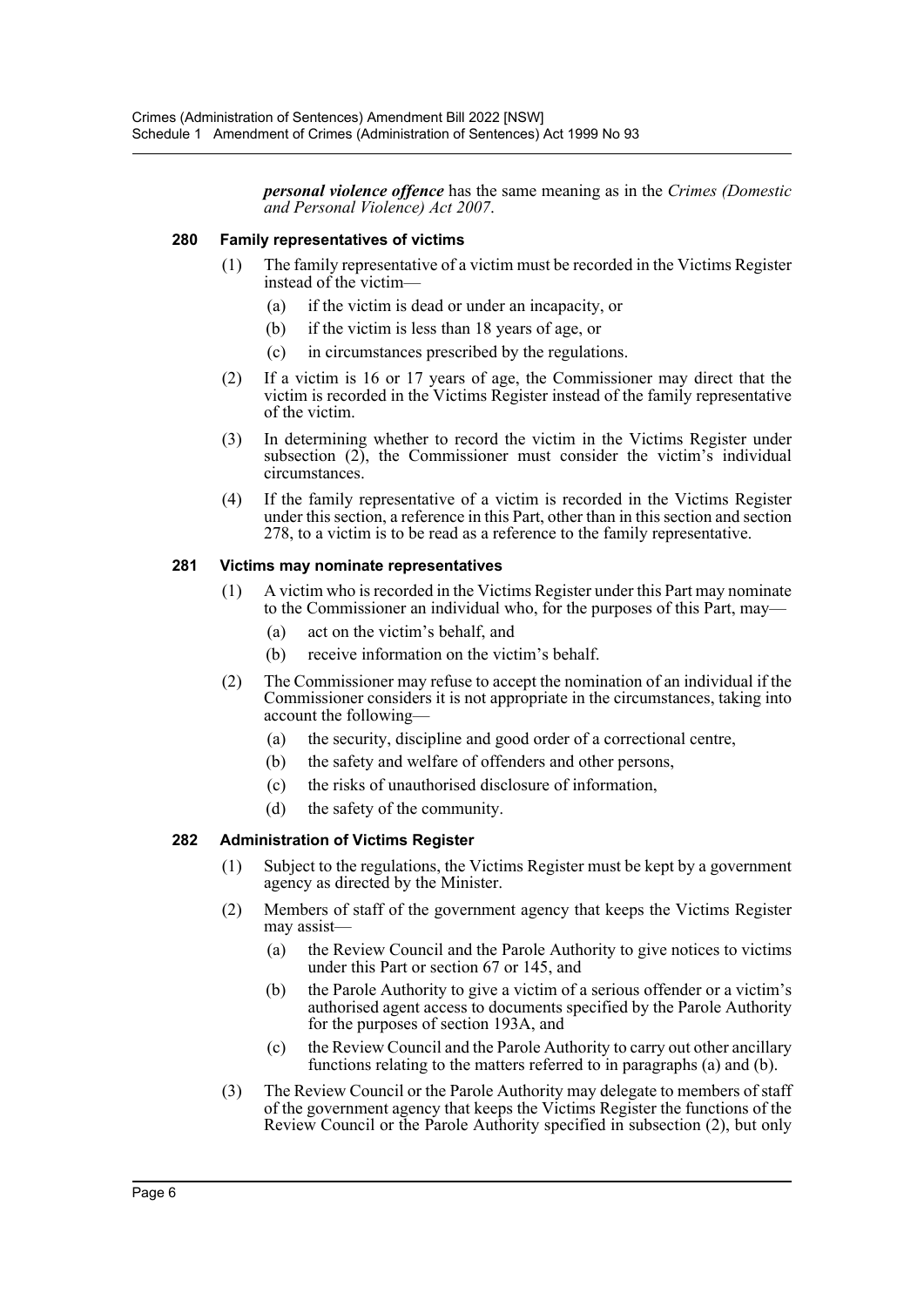***personal violence offence*** has the same meaning as in the *Crimes (Domestic and Personal Violence) Act 2007*.

### 280 Family representatives of victims

(1) The family representative of a victim must be recorded in the Victims Register instead of the victim—

(a) if the victim is dead or under an incapacity, or

(b) if the victim is less than 18 years of age, or

(c) in circumstances prescribed by the regulations.

(2) If a victim is 16 or 17 years of age, the Commissioner may direct that the victim is recorded in the Victims Register instead of the family representative of the victim.

(3) In determining whether to record the victim in the Victims Register under subsection (2), the Commissioner must consider the victim's individual circumstances.

(4) If the family representative of a victim is recorded in the Victims Register under this section, a reference in this Part, other than in this section and section 278, to a victim is to be read as a reference to the family representative.

### 281 Victims may nominate representatives

(1) A victim who is recorded in the Victims Register under this Part may nominate to the Commissioner an individual who, for the purposes of this Part, may—

(a) act on the victim's behalf, and

(b) receive information on the victim's behalf.

(2) The Commissioner may refuse to accept the nomination of an individual if the Commissioner considers it is not appropriate in the circumstances, taking into account the following—

(a) the security, discipline and good order of a correctional centre,

(b) the safety and welfare of offenders and other persons,

(c) the risks of unauthorised disclosure of information,

(d) the safety of the community.

### 282 Administration of Victims Register

(1) Subject to the regulations, the Victims Register must be kept by a government agency as directed by the Minister.

(2) Members of staff of the government agency that keeps the Victims Register may assist—

(a) the Review Council and the Parole Authority to give notices to victims under this Part or section 67 or 145, and

(b) the Parole Authority to give a victim of a serious offender or a victim's authorised agent access to documents specified by the Parole Authority for the purposes of section 193A, and

(c) the Review Council and the Parole Authority to carry out other ancillary functions relating to the matters referred to in paragraphs (a) and (b).

(3) The Review Council or the Parole Authority may delegate to members of staff of the government agency that keeps the Victims Register the functions of the Review Council or the Parole Authority specified in subsection (2), but only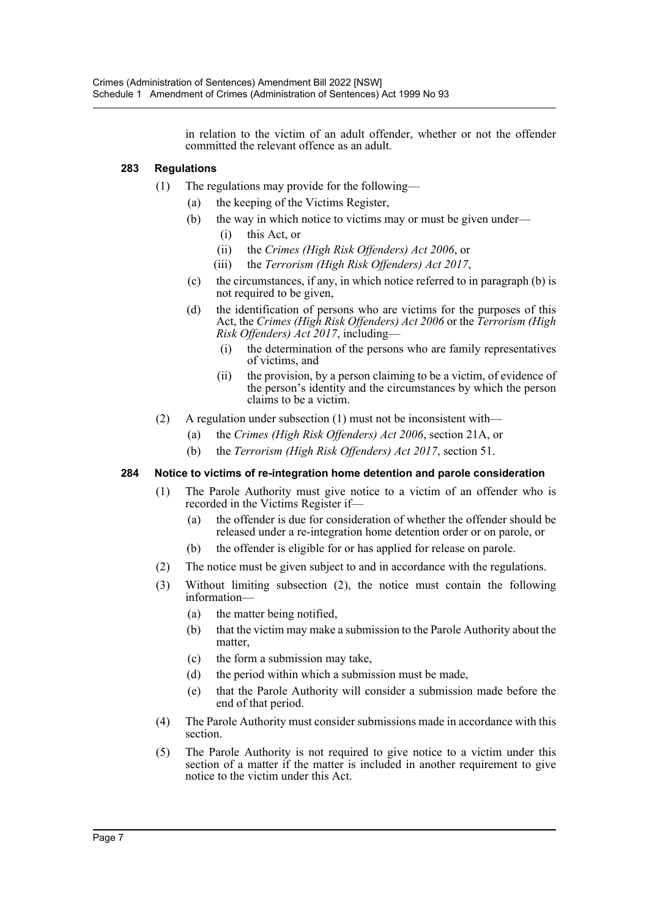in relation to the victim of an adult offender, whether or not the offender committed the relevant offence as an adult.

### 283 Regulations

(1) The regulations may provide for the following—

(a) the keeping of the Victims Register,

(b) the way in which notice to victims may or must be given under—

(i) this Act, or

(ii) the *Crimes (High Risk Offenders) Act 2006*, or

(iii) the *Terrorism (High Risk Offenders) Act 2017*,

(c) the circumstances, if any, in which notice referred to in paragraph (b) is not required to be given,

(d) the identification of persons who are victims for the purposes of this Act, the *Crimes (High Risk Offenders) Act 2006* or the *Terrorism (High Risk Offenders) Act 2017*, including—

(i) the determination of the persons who are family representatives of victims, and

(ii) the provision, by a person claiming to be a victim, of evidence of the person's identity and the circumstances by which the person claims to be a victim.

(2) A regulation under subsection (1) must not be inconsistent with—

(a) the *Crimes (High Risk Offenders) Act 2006*, section 21A, or

(b) the *Terrorism (High Risk Offenders) Act 2017*, section 51.

### 284 Notice to victims of re-integration home detention and parole consideration

(1) The Parole Authority must give notice to a victim of an offender who is recorded in the Victims Register if—

(a) the offender is due for consideration of whether the offender should be released under a re-integration home detention order or on parole, or

(b) the offender is eligible for or has applied for release on parole.

(2) The notice must be given subject to and in accordance with the regulations.

(3) Without limiting subsection (2), the notice must contain the following information—

(a) the matter being notified,

(b) that the victim may make a submission to the Parole Authority about the matter,

(c) the form a submission may take,

(d) the period within which a submission must be made,

(e) that the Parole Authority will consider a submission made before the end of that period.

(4) The Parole Authority must consider submissions made in accordance with this section.

(5) The Parole Authority is not required to give notice to a victim under this section of a matter if the matter is included in another requirement to give notice to the victim under this Act.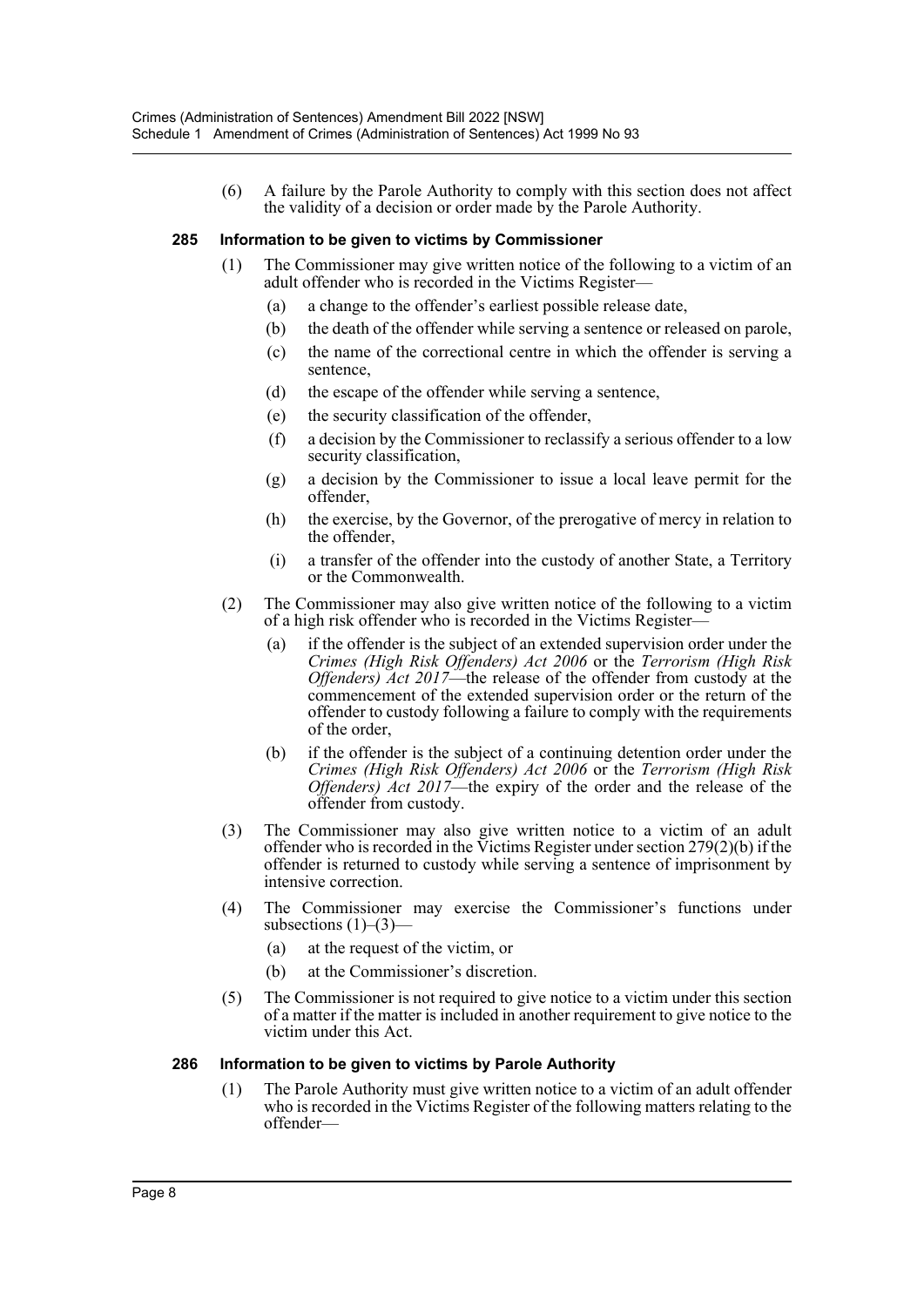(6) A failure by the Parole Authority to comply with this section does not affect the validity of a decision or order made by the Parole Authority.

### 285 Information to be given to victims by Commissioner

(1) The Commissioner may give written notice of the following to a victim of an adult offender who is recorded in the Victims Register—

(a) a change to the offender's earliest possible release date,

(b) the death of the offender while serving a sentence or released on parole,

(c) the name of the correctional centre in which the offender is serving a sentence,

(d) the escape of the offender while serving a sentence,

(e) the security classification of the offender,

(f) a decision by the Commissioner to reclassify a serious offender to a low security classification,

(g) a decision by the Commissioner to issue a local leave permit for the offender,

(h) the exercise, by the Governor, of the prerogative of mercy in relation to the offender,

(i) a transfer of the offender into the custody of another State, a Territory or the Commonwealth.

(2) The Commissioner may also give written notice of the following to a victim of a high risk offender who is recorded in the Victims Register—

(a) if the offender is the subject of an extended supervision order under the *Crimes (High Risk Offenders) Act 2006* or the *Terrorism (High Risk Offenders) Act 2017*—the release of the offender from custody at the commencement of the extended supervision order or the return of the offender to custody following a failure to comply with the requirements of the order,

(b) if the offender is the subject of a continuing detention order under the *Crimes (High Risk Offenders) Act 2006* or the *Terrorism (High Risk Offenders) Act 2017*—the expiry of the order and the release of the offender from custody.

(3) The Commissioner may also give written notice to a victim of an adult offender who is recorded in the Victims Register under section 279(2)(b) if the offender is returned to custody while serving a sentence of imprisonment by intensive correction.

(4) The Commissioner may exercise the Commissioner's functions under subsections (1)–(3)—

(a) at the request of the victim, or

(b) at the Commissioner's discretion.

(5) The Commissioner is not required to give notice to a victim under this section of a matter if the matter is included in another requirement to give notice to the victim under this Act.

### 286 Information to be given to victims by Parole Authority

(1) The Parole Authority must give written notice to a victim of an adult offender who is recorded in the Victims Register of the following matters relating to the offender—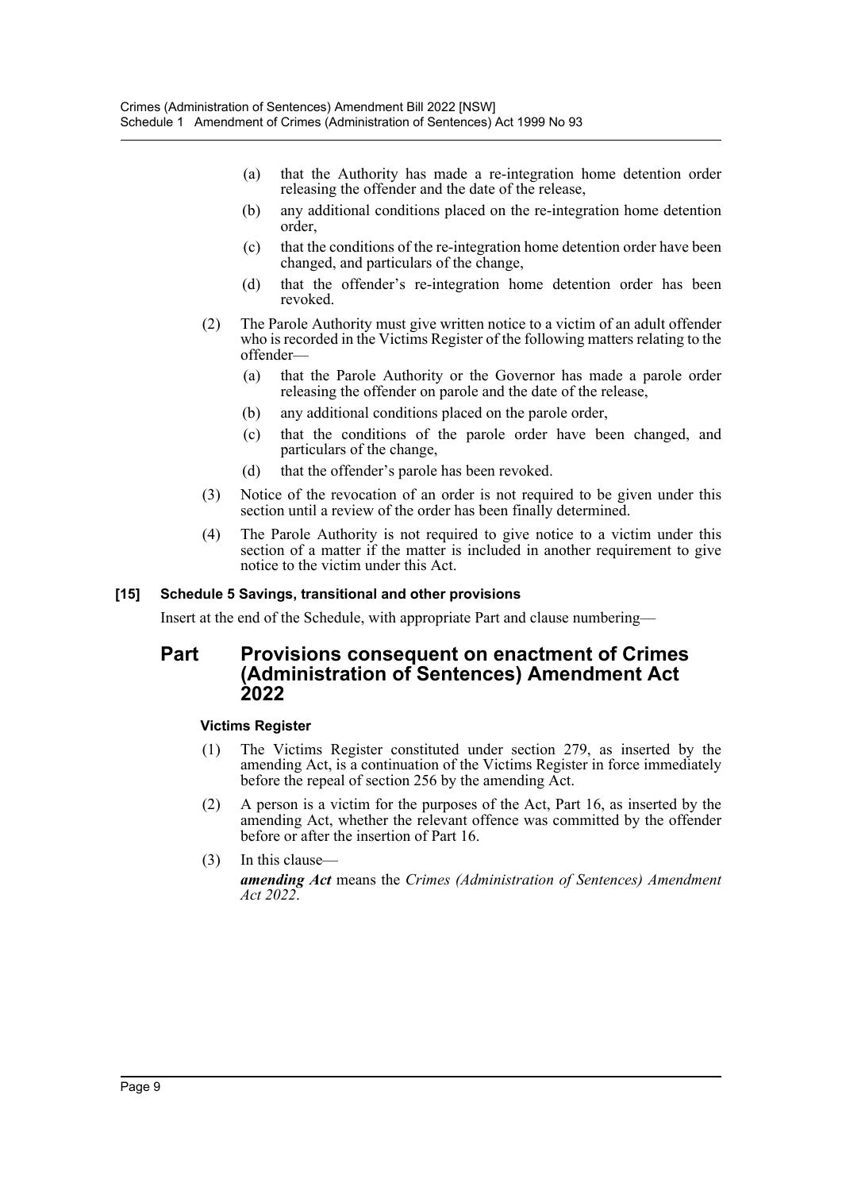(a) that the Authority has made a re-integration home detention order releasing the offender and the date of the release,

(b) any additional conditions placed on the re-integration home detention order,

(c) that the conditions of the re-integration home detention order have been changed, and particulars of the change,

(d) that the offender's re-integration home detention order has been revoked.

(2) The Parole Authority must give written notice to a victim of an adult offender who is recorded in the Victims Register of the following matters relating to the offender—

(a) that the Parole Authority or the Governor has made a parole order releasing the offender on parole and the date of the release,

(b) any additional conditions placed on the parole order,

(c) that the conditions of the parole order have been changed, and particulars of the change,

(d) that the offender's parole has been revoked.

(3) Notice of the revocation of an order is not required to be given under this section until a review of the order has been finally determined.

(4) The Parole Authority is not required to give notice to a victim under this section of a matter if the matter is included in another requirement to give notice to the victim under this Act.

#### [15] Schedule 5 Savings, transitional and other provisions

Insert at the end of the Schedule, with appropriate Part and clause numbering—

## Part Provisions consequent on enactment of Crimes (Administration of Sentences) Amendment Act 2022

#### Victims Register

(1) The Victims Register constituted under section 279, as inserted by the amending Act, is a continuation of the Victims Register in force immediately before the repeal of section 256 by the amending Act.

(2) A person is a victim for the purposes of the Act, Part 16, as inserted by the amending Act, whether the relevant offence was committed by the offender before or after the insertion of Part 16.

(3) In this clause—

***amending Act*** means the *Crimes (Administration of Sentences) Amendment Act 2022*.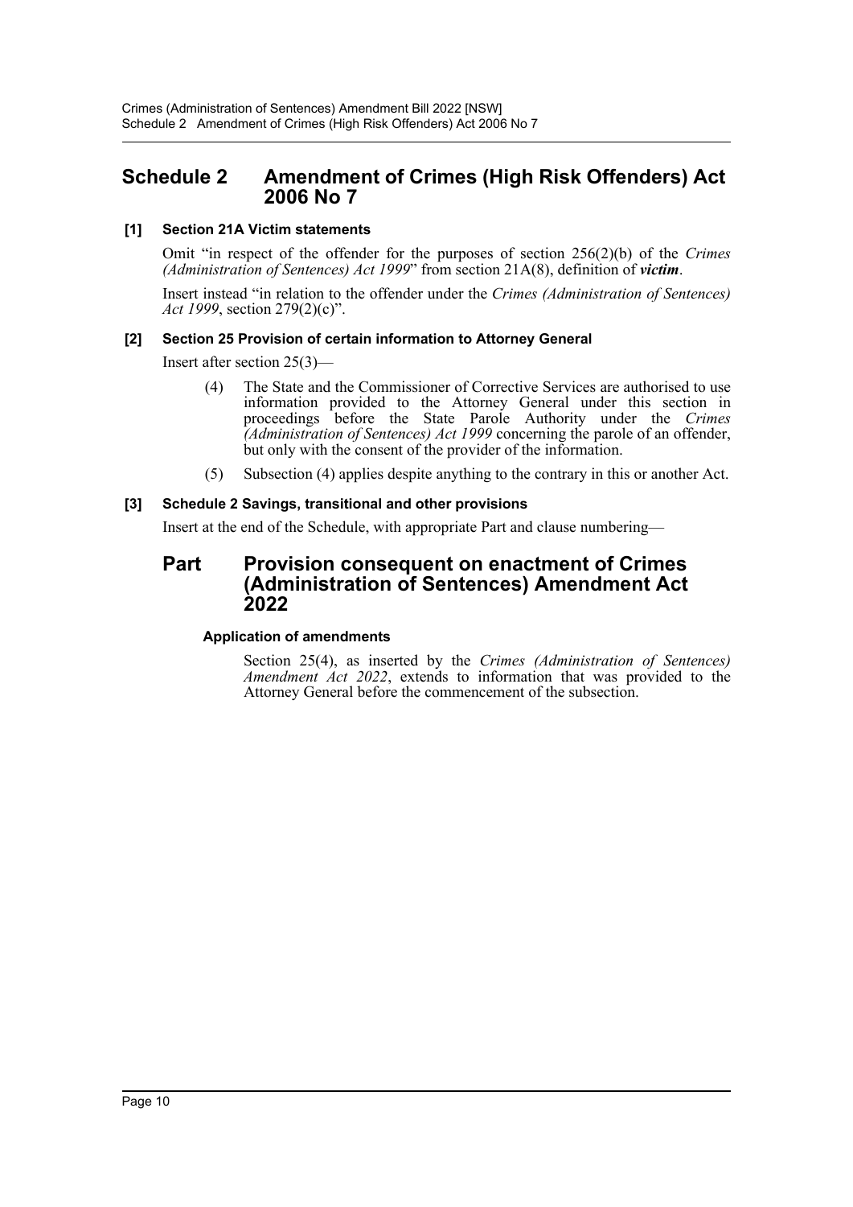# Schedule 2 Amendment of Crimes (High Risk Offenders) Act 2006 No 7

**[1] Section 21A Victim statements**

Omit "in respect of the offender for the purposes of section 256(2)(b) of the *Crimes (Administration of Sentences) Act 1999*" from section 21A(8), definition of ***victim***.

Insert instead "in relation to the offender under the *Crimes (Administration of Sentences) Act 1999*, section 279(2)(c)".

**[2] Section 25 Provision of certain information to Attorney General**

Insert after section 25(3)—

> (4) The State and the Commissioner of Corrective Services are authorised to use information provided to the Attorney General under this section in proceedings before the State Parole Authority under the *Crimes (Administration of Sentences) Act 1999* concerning the parole of an offender, but only with the consent of the provider of the information.
>
> (5) Subsection (4) applies despite anything to the contrary in this or another Act.

**[3] Schedule 2 Savings, transitional and other provisions**

Insert at the end of the Schedule, with appropriate Part and clause numbering—

## Part Provision consequent on enactment of Crimes (Administration of Sentences) Amendment Act 2022

**Application of amendments**

Section 25(4), as inserted by the *Crimes (Administration of Sentences) Amendment Act 2022*, extends to information that was provided to the Attorney General before the commencement of the subsection.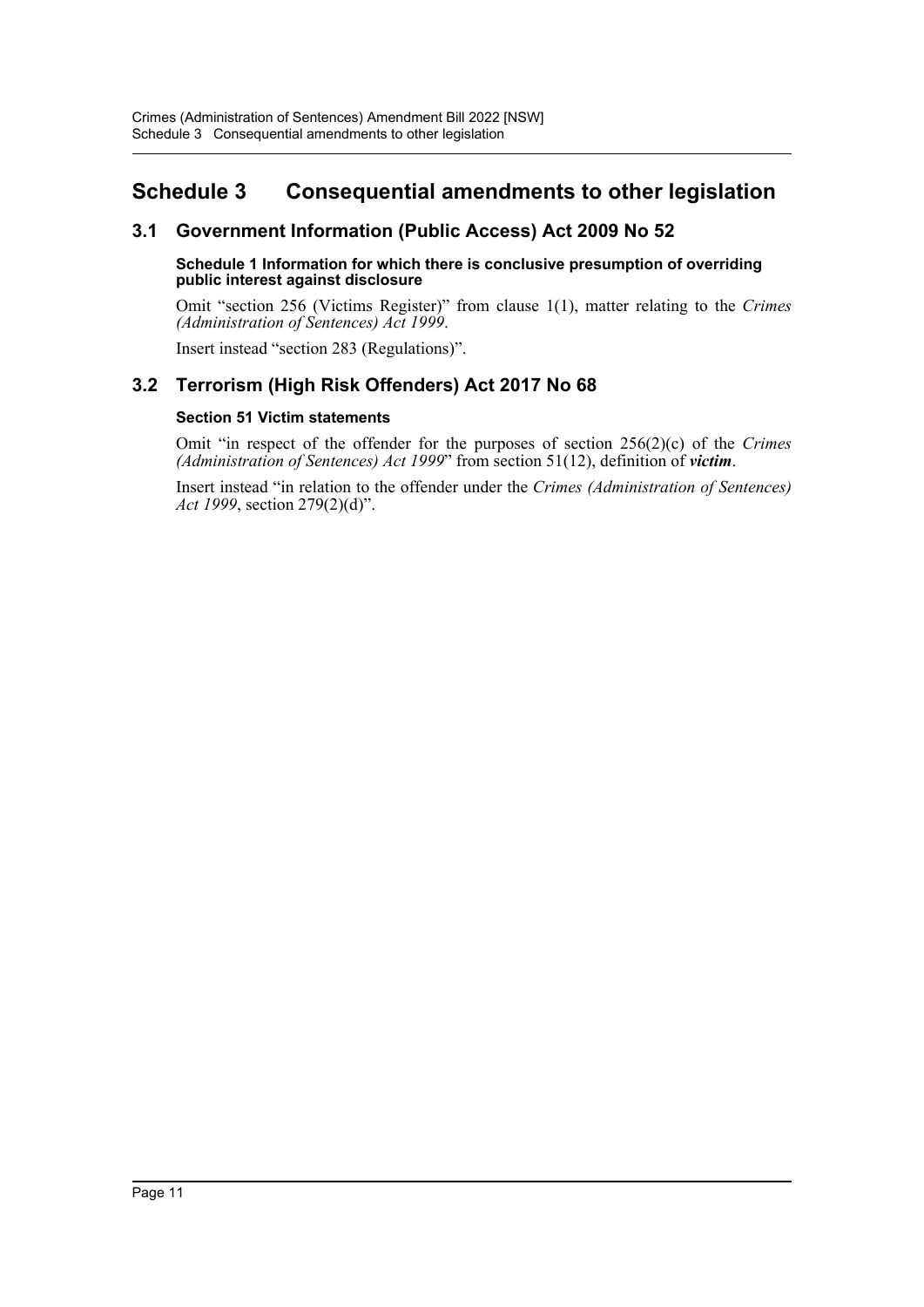# Schedule 3 Consequential amendments to other legislation

## 3.1 Government Information (Public Access) Act 2009 No 52

**Schedule 1 Information for which there is conclusive presumption of overriding public interest against disclosure**

Omit "section 256 (Victims Register)" from clause 1(1), matter relating to the *Crimes (Administration of Sentences) Act 1999*.

Insert instead "section 283 (Regulations)".

## 3.2 Terrorism (High Risk Offenders) Act 2017 No 68

**Section 51 Victim statements**

Omit "in respect of the offender for the purposes of section 256(2)(c) of the *Crimes (Administration of Sentences) Act 1999*" from section 51(12), definition of ***victim***.

Insert instead "in relation to the offender under the *Crimes (Administration of Sentences) Act 1999*, section 279(2)(d)".